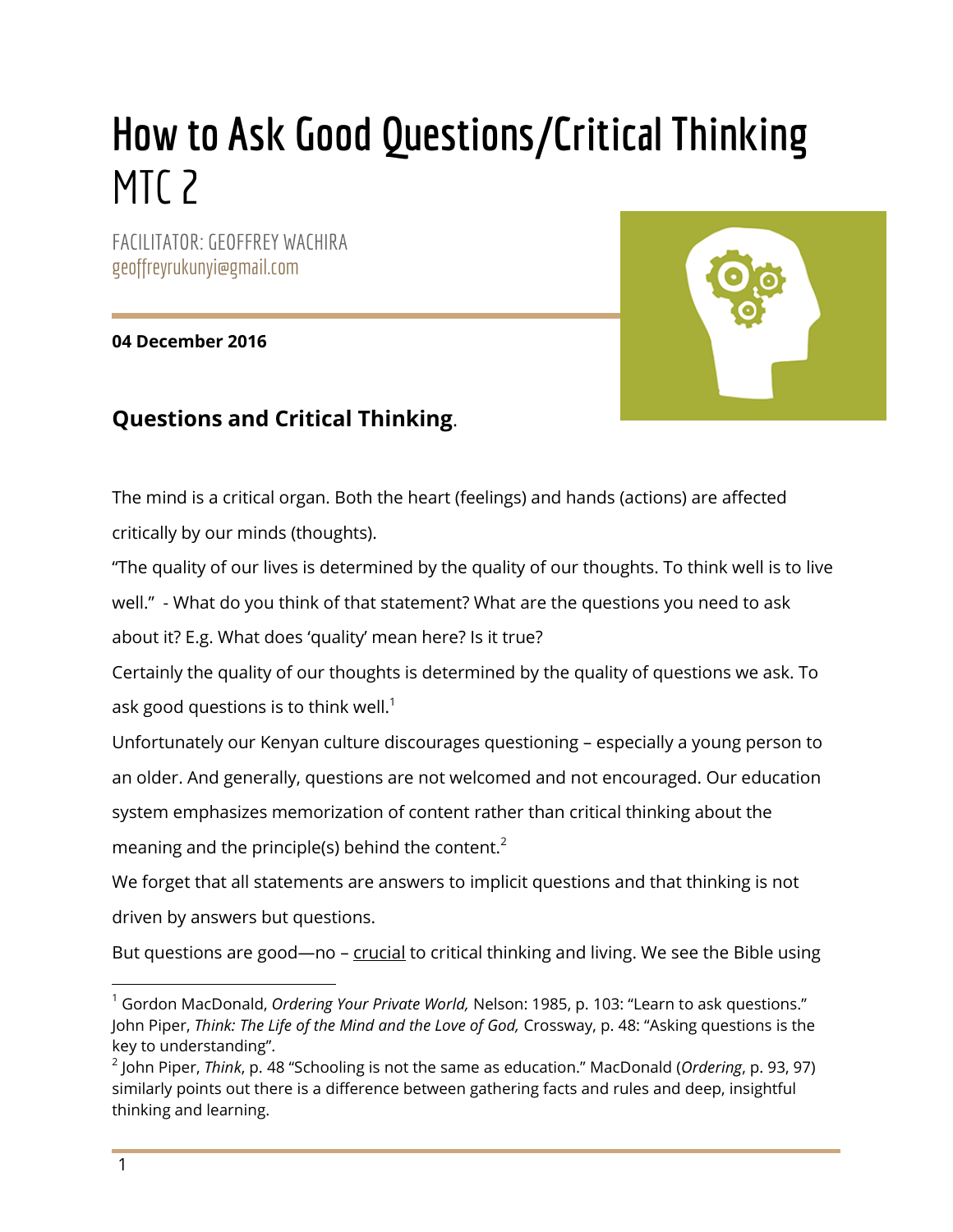# How to Ask Good Questions/Critical Thinking MTC 2

FACILITATOR: GEOFFREY WACHIRA
geoffreyrukunyi@gmail.com

**04 December 2016**

## **Questions and Critical Thinking**.

The mind is a critical organ. Both the heart (feelings) and hands (actions) are affected critically by our minds (thoughts).

"The quality of our lives is determined by the quality of our thoughts. To think well is to live well." - What do you think of that statement? What are the questions you need to ask about it? E.g. What does 'quality' mean here? Is it true?

Certainly the quality of our thoughts is determined by the quality of questions we ask. To ask good questions is to think well.[1]

Unfortunately our Kenyan culture discourages questioning – especially a young person to an older. And generally, questions are not welcomed and not encouraged. Our education system emphasizes memorization of content rather than critical thinking about the meaning and the principle(s) behind the content.[2]

We forget that all statements are answers to implicit questions and that thinking is not driven by answers but questions.

But questions are good—no – <u>crucial</u> to critical thinking and living. We see the Bible using

---

[1] Gordon MacDonald, *Ordering Your Private World,* Nelson: 1985, p. 103: "Learn to ask questions." John Piper, *Think: The Life of the Mind and the Love of God,* Crossway, p. 48: "Asking questions is the key to understanding".

[2] John Piper, *Think*, p. 48 "Schooling is not the same as education." MacDonald (*Ordering*, p. 93, 97) similarly points out there is a difference between gathering facts and rules and deep, insightful thinking and learning.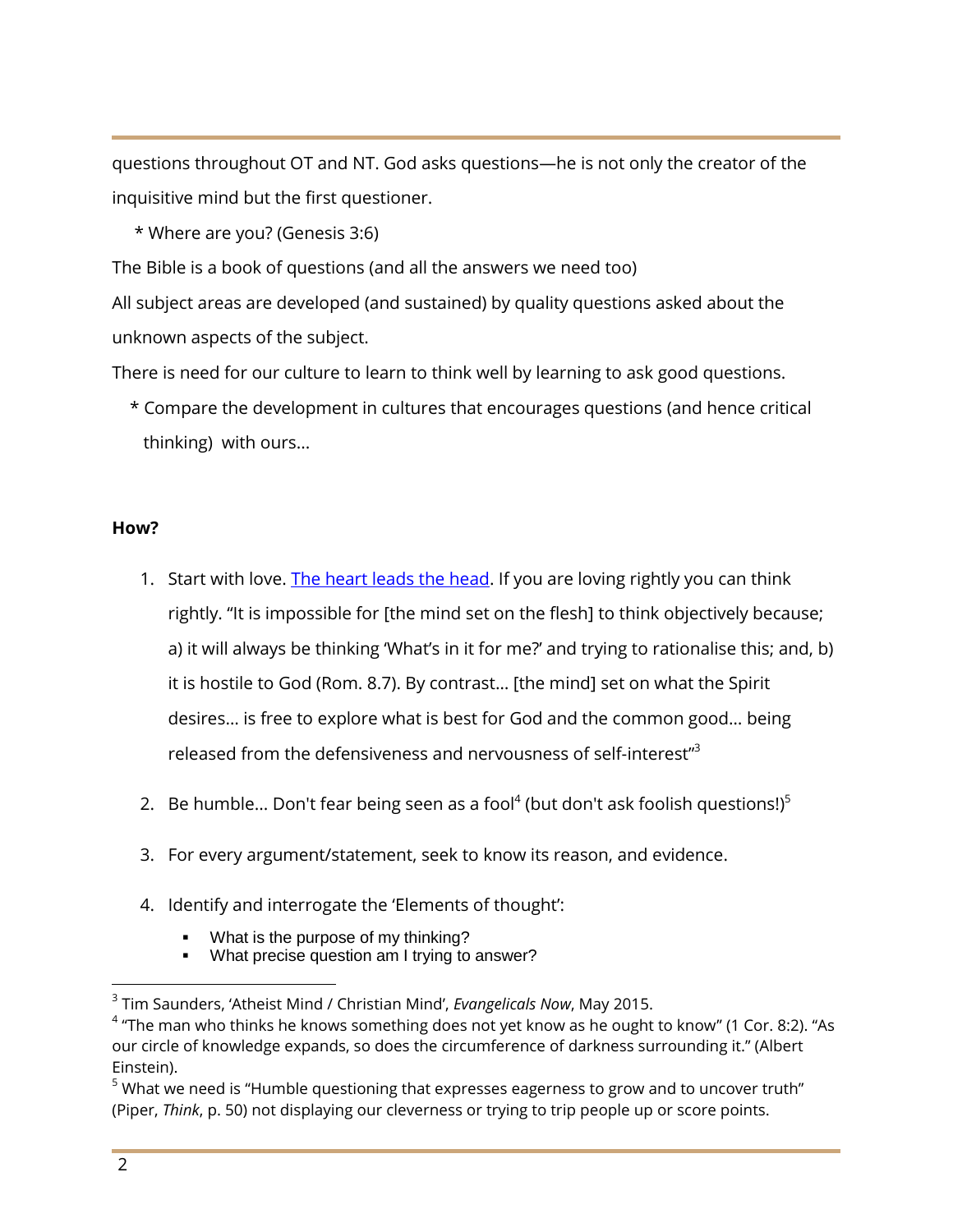questions throughout OT and NT. God asks questions—he is not only the creator of the inquisitive mind but the first questioner.

* Where are you? (Genesis 3:6)

The Bible is a book of questions (and all the answers we need too)

All subject areas are developed (and sustained) by quality questions asked about the unknown aspects of the subject.

There is need for our culture to learn to think well by learning to ask good questions.

* Compare the development in cultures that encourages questions (and hence critical thinking) with ours…

**How?**

1. Start with love. [The heart leads the head](). If you are loving rightly you can think rightly. "It is impossible for [the mind set on the flesh] to think objectively because; a) it will always be thinking 'What's in it for me?' and trying to rationalise this; and, b) it is hostile to God (Rom. 8.7). By contrast… [the mind] set on what the Spirit desires… is free to explore what is best for God and the common good… being released from the defensiveness and nervousness of self-interest"[3]

2. Be humble… Don't fear being seen as a fool[4] (but don't ask foolish questions!)[5]

3. For every argument/statement, seek to know its reason, and evidence.

4. Identify and interrogate the 'Elements of thought':
   - What is the purpose of my thinking?
   - What precise question am I trying to answer?

---

[3] Tim Saunders, 'Atheist Mind / Christian Mind', *Evangelicals Now*, May 2015.

[4] "The man who thinks he knows something does not yet know as he ought to know" (1 Cor. 8:2). "As our circle of knowledge expands, so does the circumference of darkness surrounding it." (Albert Einstein).

[5] What we need is "Humble questioning that expresses eagerness to grow and to uncover truth" (Piper, *Think*, p. 50) not displaying our cleverness or trying to trip people up or score points.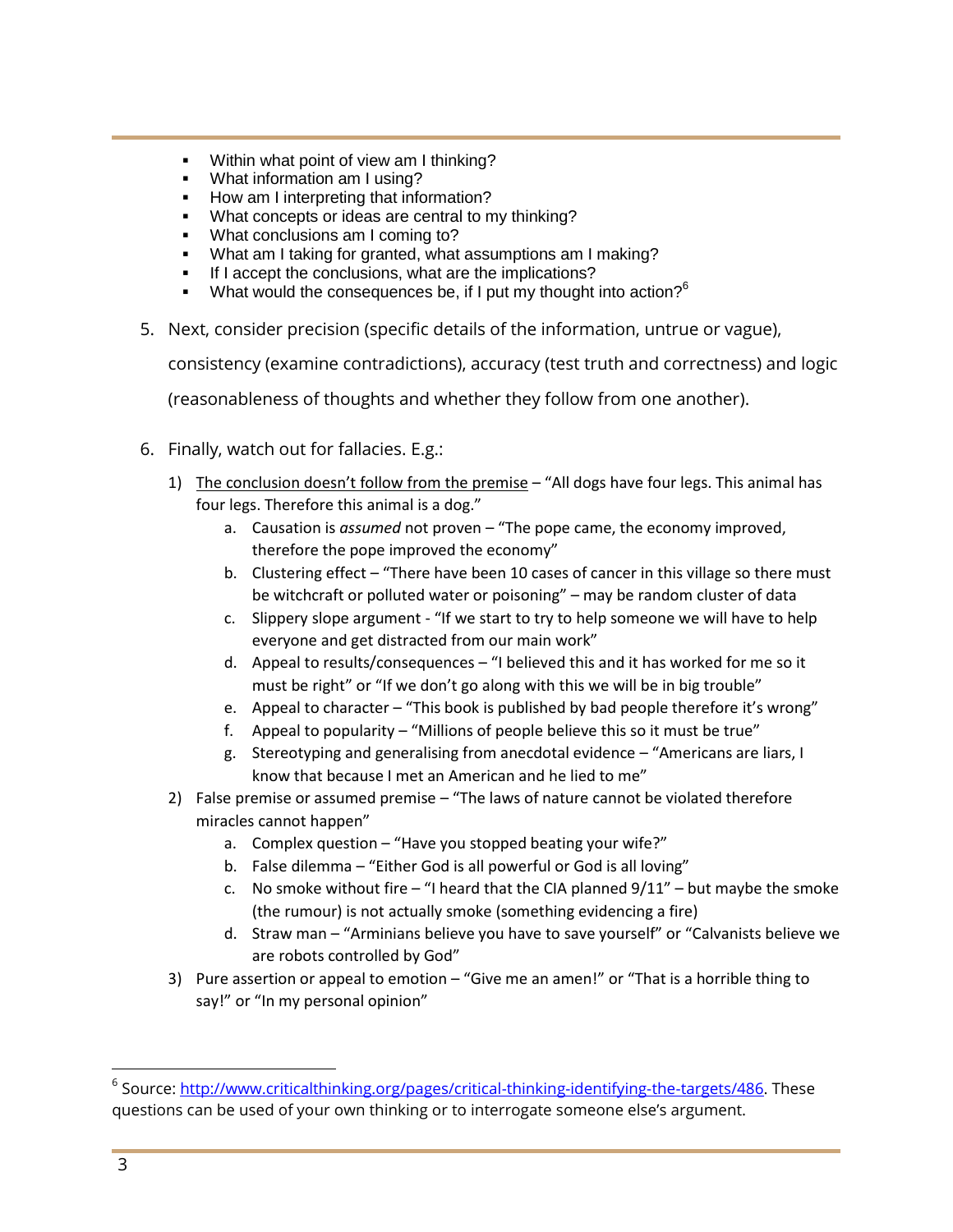- Within what point of view am I thinking?
- What information am I using?
- How am I interpreting that information?
- What concepts or ideas are central to my thinking?
- What conclusions am I coming to?
- What am I taking for granted, what assumptions am I making?
- If I accept the conclusions, what are the implications?
- What would the consequences be, if I put my thought into action?[6]

5. Next, consider precision (specific details of the information, untrue or vague), consistency (examine contradictions), accuracy (test truth and correctness) and logic (reasonableness of thoughts and whether they follow from one another).

6. Finally, watch out for fallacies. E.g.:
   1) <u>The conclusion doesn't follow from the premise</u> – "All dogs have four legs. This animal has four legs. Therefore this animal is a dog."
      a. Causation is *assumed* not proven – "The pope came, the economy improved, therefore the pope improved the economy"
      b. Clustering effect – "There have been 10 cases of cancer in this village so there must be witchcraft or polluted water or poisoning" – may be random cluster of data
      c. Slippery slope argument - "If we start to try to help someone we will have to help everyone and get distracted from our main work"
      d. Appeal to results/consequences – "I believed this and it has worked for me so it must be right" or "If we don't go along with this we will be in big trouble"
      e. Appeal to character – "This book is published by bad people therefore it's wrong"
      f. Appeal to popularity – "Millions of people believe this so it must be true"
      g. Stereotyping and generalising from anecdotal evidence – "Americans are liars, I know that because I met an American and he lied to me"
   2) False premise or assumed premise – "The laws of nature cannot be violated therefore miracles cannot happen"
      a. Complex question – "Have you stopped beating your wife?"
      b. False dilemma – "Either God is all powerful or God is all loving"
      c. No smoke without fire – "I heard that the CIA planned 9/11" – but maybe the smoke (the rumour) is not actually smoke (something evidencing a fire)
      d. Straw man – "Arminians believe you have to save yourself" or "Calvanists believe we are robots controlled by God"
   3) Pure assertion or appeal to emotion – "Give me an amen!" or "That is a horrible thing to say!" or "In my personal opinion"

---

[6] Source: http://www.criticalthinking.org/pages/critical-thinking-identifying-the-targets/486. These questions can be used of your own thinking or to interrogate someone else's argument.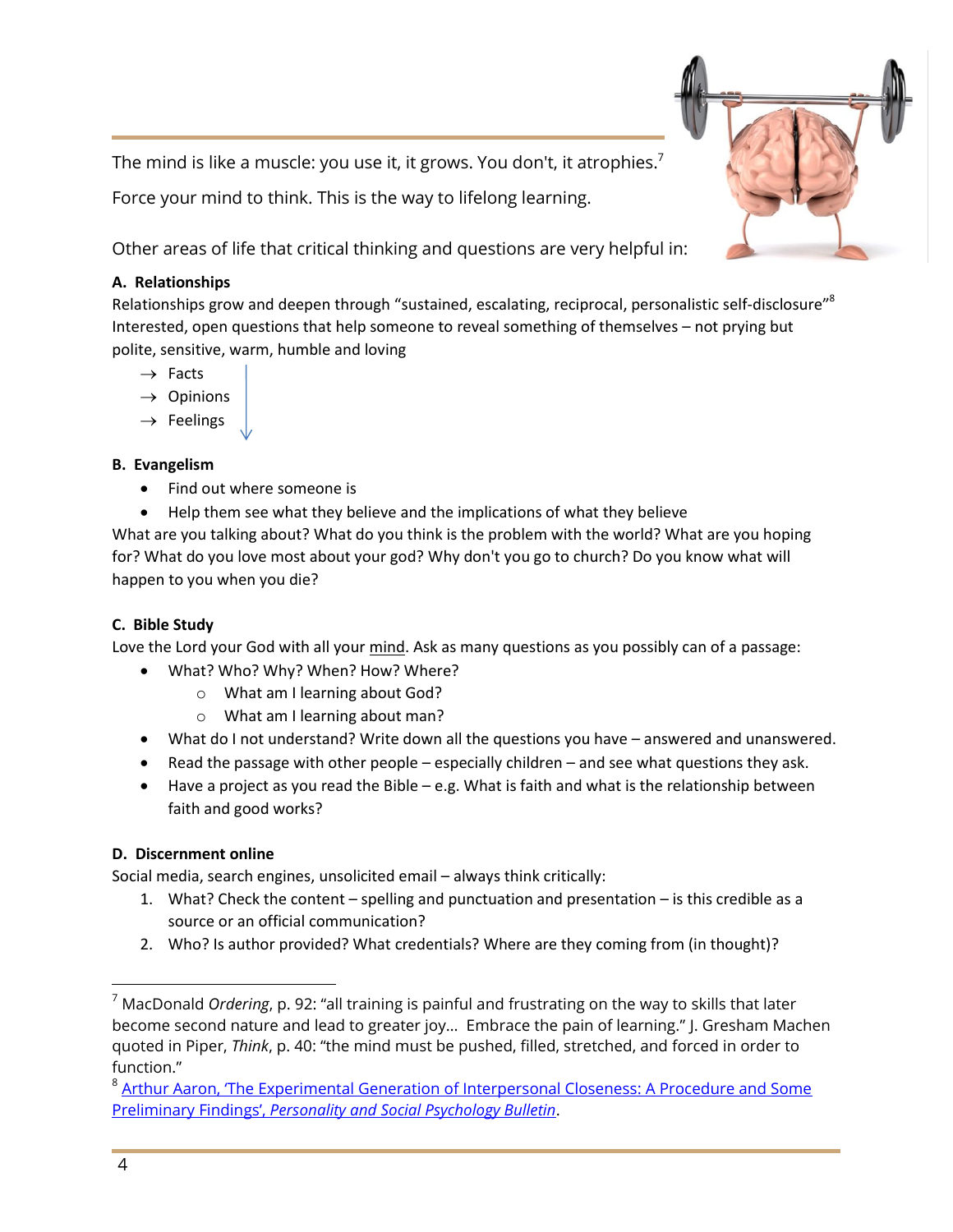The mind is like a muscle: you use it, it grows. You don't, it atrophies.[7]

Force your mind to think. This is the way to lifelong learning.

Other areas of life that critical thinking and questions are very helpful in:

**A. Relationships**

Relationships grow and deepen through "sustained, escalating, reciprocal, personalistic self-disclosure"[8] Interested, open questions that help someone to reveal something of themselves – not prying but polite, sensitive, warm, humble and loving

- → Facts
- → Opinions
- → Feelings

**B. Evangelism**

- Find out where someone is
- Help them see what they believe and the implications of what they believe

What are you talking about? What do you think is the problem with the world? What are you hoping for? What do you love most about your god? Why don't you go to church? Do you know what will happen to you when you die?

**C. Bible Study**

Love the Lord your God with all your <u>mind</u>. Ask as many questions as you possibly can of a passage:

- What? Who? Why? When? How? Where?
  - What am I learning about God?
  - What am I learning about man?
- What do I not understand? Write down all the questions you have – answered and unanswered.
- Read the passage with other people – especially children – and see what questions they ask.
- Have a project as you read the Bible – e.g. What is faith and what is the relationship between faith and good works?

**D. Discernment online**

Social media, search engines, unsolicited email – always think critically:

1. What? Check the content – spelling and punctuation and presentation – is this credible as a source or an official communication?
2. Who? Is author provided? What credentials? Where are they coming from (in thought)?

---

[7] MacDonald *Ordering*, p. 92: "all training is painful and frustrating on the way to skills that later become second nature and lead to greater joy… Embrace the pain of learning." J. Gresham Machen quoted in Piper, *Think*, p. 40: "the mind must be pushed, filled, stretched, and forced in order to function."

[8] Arthur Aaron, 'The Experimental Generation of Interpersonal Closeness: A Procedure and Some Preliminary Findings', *Personality and Social Psychology Bulletin*.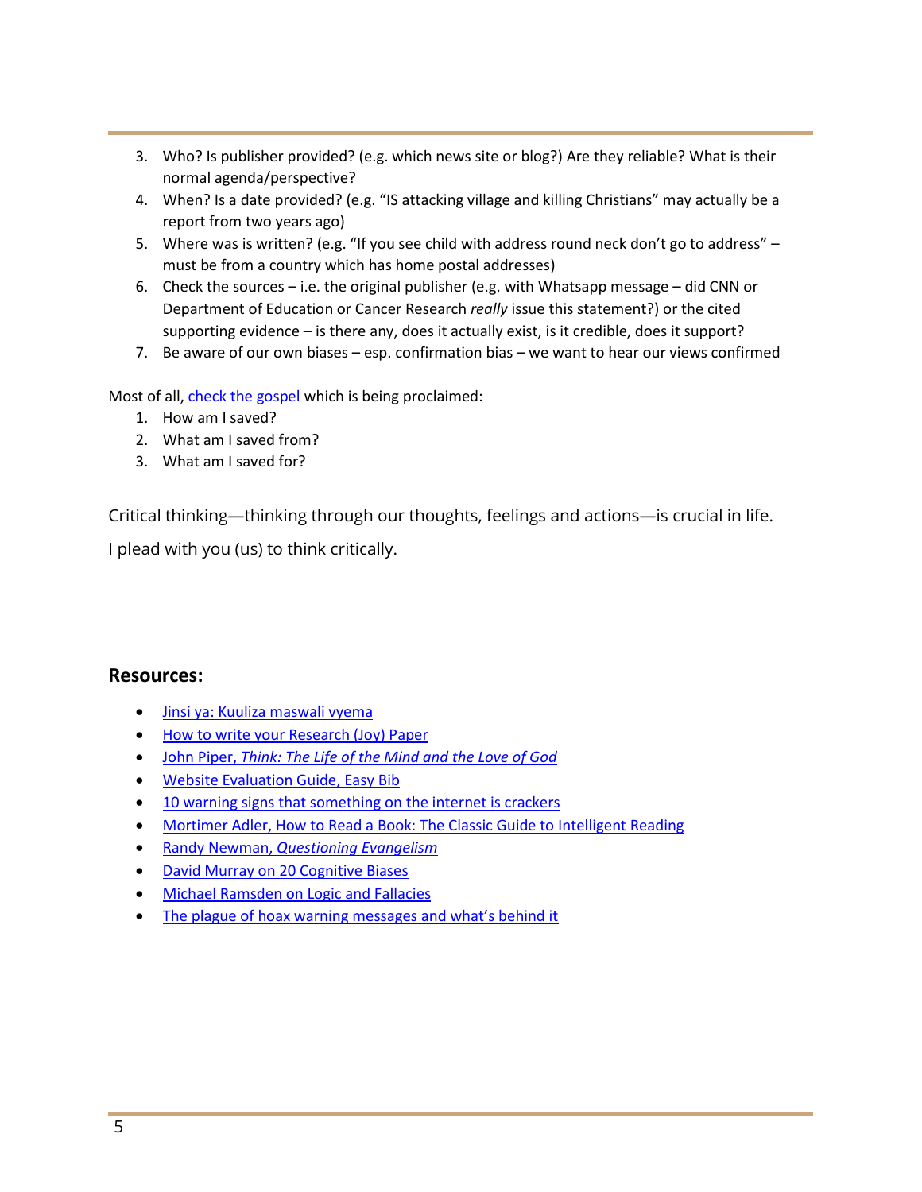3. Who? Is publisher provided? (e.g. which news site or blog?) Are they reliable? What is their normal agenda/perspective?
4. When? Is a date provided? (e.g. "IS attacking village and killing Christians" may actually be a report from two years ago)
5. Where was is written? (e.g. "If you see child with address round neck don't go to address" – must be from a country which has home postal addresses)
6. Check the sources – i.e. the original publisher (e.g. with Whatsapp message – did CNN or Department of Education or Cancer Research *really* issue this statement?) or the cited supporting evidence – is there any, does it actually exist, is it credible, does it support?
7. Be aware of our own biases – esp. confirmation bias – we want to hear our views confirmed

Most of all, check the gospel which is being proclaimed:

1. How am I saved?
2. What am I saved from?
3. What am I saved for?

Critical thinking—thinking through our thoughts, feelings and actions—is crucial in life.

I plead with you (us) to think critically.

## Resources:

- Jinsi ya: Kuuliza maswali vyema
- How to write your Research (Joy) Paper
- John Piper, *Think: The Life of the Mind and the Love of God*
- Website Evaluation Guide, Easy Bib
- 10 warning signs that something on the internet is crackers
- Mortimer Adler, How to Read a Book: The Classic Guide to Intelligent Reading
- Randy Newman, *Questioning Evangelism*
- David Murray on 20 Cognitive Biases
- Michael Ramsden on Logic and Fallacies
- The plague of hoax warning messages and what's behind it